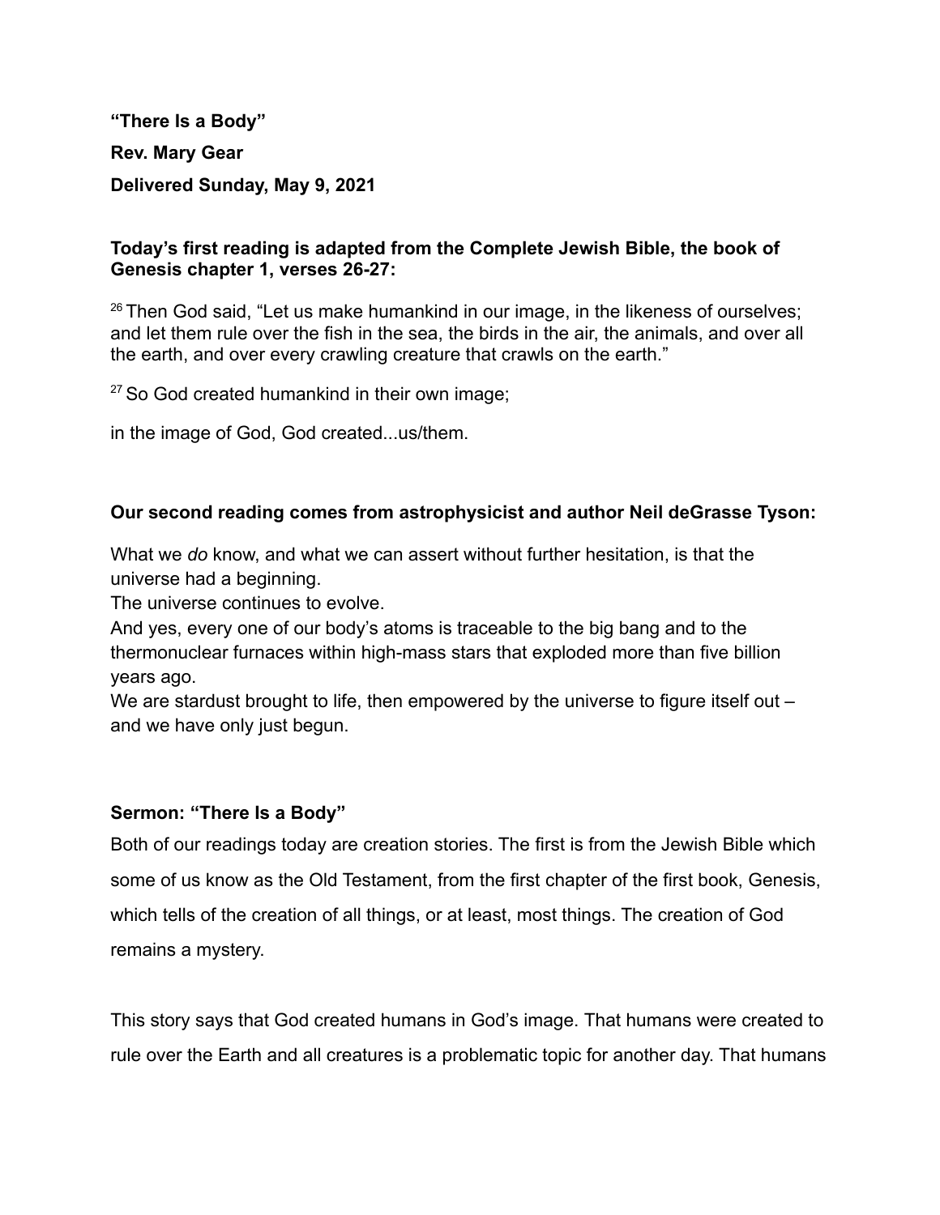**"There Is a Body"**

**Rev. Mary Gear**

**Delivered Sunday, May 9, 2021**

**Today's first reading is adapted from the Complete Jewish Bible, the book of Genesis chapter 1, verses 26-27:**

[26] Then God said, "Let us make humankind in our image, in the likeness of ourselves; and let them rule over the fish in the sea, the birds in the air, the animals, and over all the earth, and over every crawling creature that crawls on the earth."

[27] So God created humankind in their own image;

in the image of God, God created...us/them.

**Our second reading comes from astrophysicist and author Neil deGrasse Tyson:**

What we *do* know, and what we can assert without further hesitation, is that the universe had a beginning.
The universe continues to evolve.
And yes, every one of our body's atoms is traceable to the big bang and to the thermonuclear furnaces within high-mass stars that exploded more than five billion years ago.
We are stardust brought to life, then empowered by the universe to figure itself out – and we have only just begun.

**Sermon: "There Is a Body"**

Both of our readings today are creation stories. The first is from the Jewish Bible which some of us know as the Old Testament, from the first chapter of the first book, Genesis, which tells of the creation of all things, or at least, most things. The creation of God remains a mystery.

This story says that God created humans in God's image. That humans were created to rule over the Earth and all creatures is a problematic topic for another day. That humans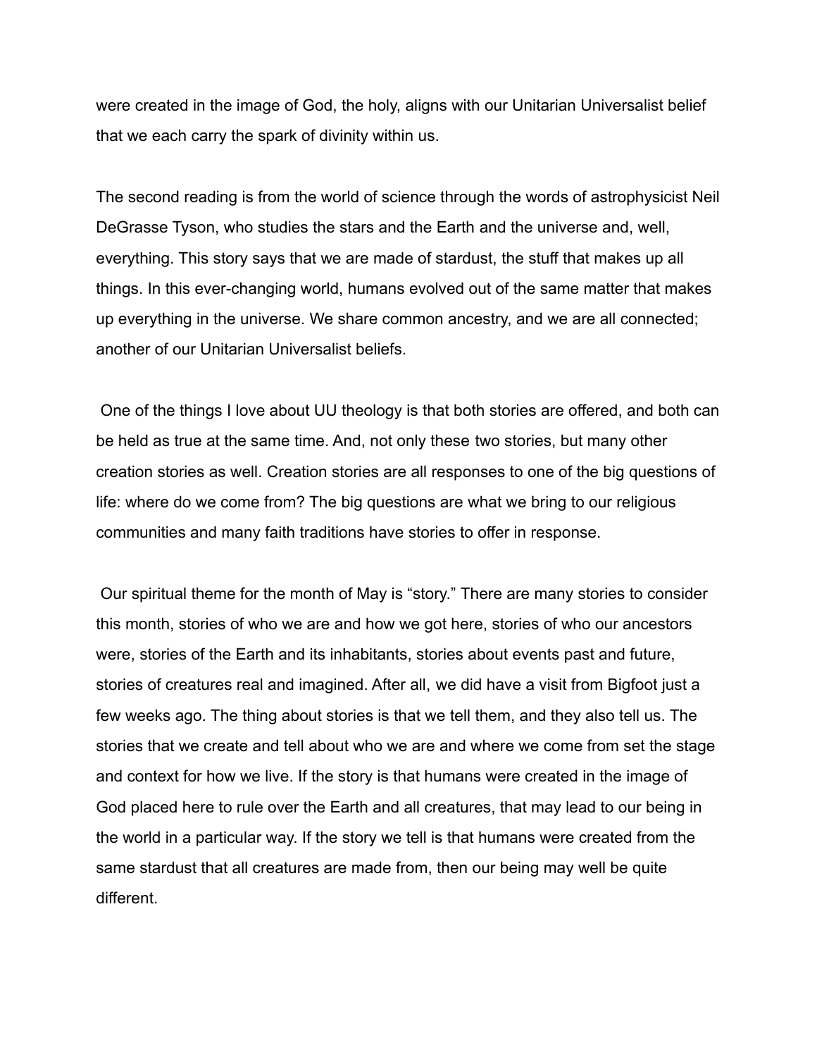were created in the image of God, the holy, aligns with our Unitarian Universalist belief that we each carry the spark of divinity within us.

The second reading is from the world of science through the words of astrophysicist Neil DeGrasse Tyson, who studies the stars and the Earth and the universe and, well, everything. This story says that we are made of stardust, the stuff that makes up all things. In this ever-changing world, humans evolved out of the same matter that makes up everything in the universe. We share common ancestry, and we are all connected; another of our Unitarian Universalist beliefs.

One of the things I love about UU theology is that both stories are offered, and both can be held as true at the same time. And, not only these two stories, but many other creation stories as well. Creation stories are all responses to one of the big questions of life: where do we come from? The big questions are what we bring to our religious communities and many faith traditions have stories to offer in response.

Our spiritual theme for the month of May is "story." There are many stories to consider this month, stories of who we are and how we got here, stories of who our ancestors were, stories of the Earth and its inhabitants, stories about events past and future, stories of creatures real and imagined. After all, we did have a visit from Bigfoot just a few weeks ago. The thing about stories is that we tell them, and they also tell us. The stories that we create and tell about who we are and where we come from set the stage and context for how we live. If the story is that humans were created in the image of God placed here to rule over the Earth and all creatures, that may lead to our being in the world in a particular way. If the story we tell is that humans were created from the same stardust that all creatures are made from, then our being may well be quite different.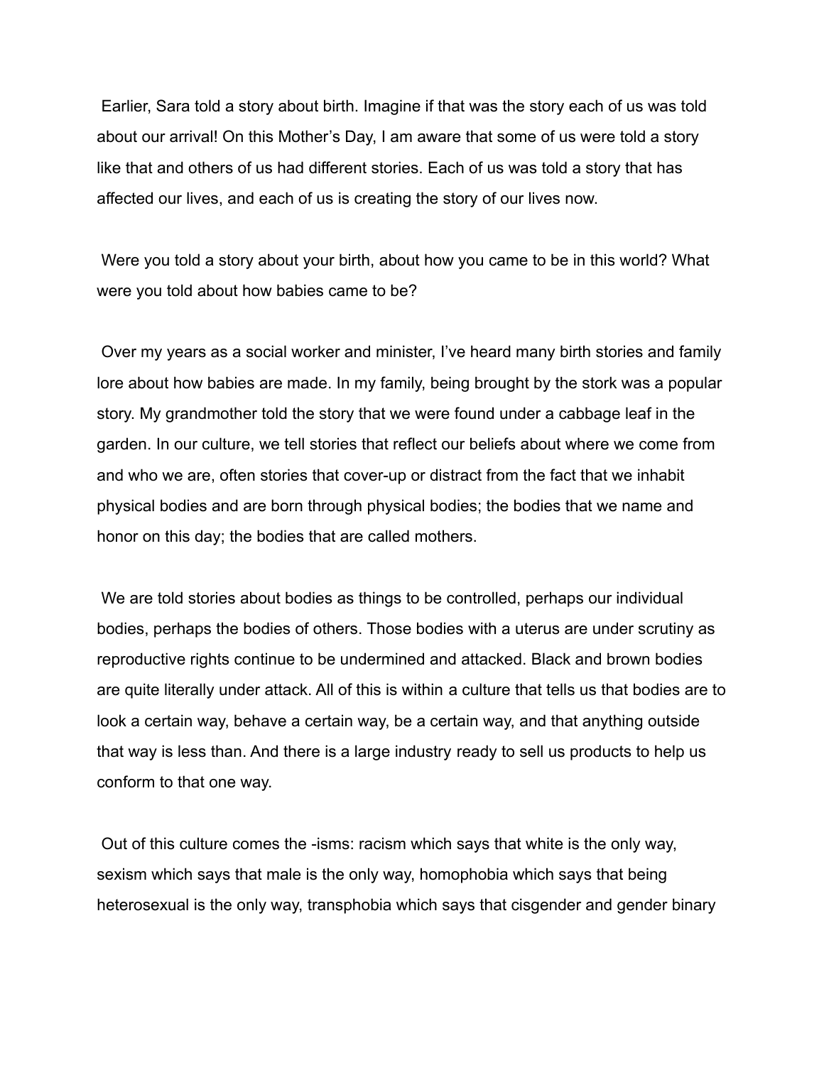Earlier, Sara told a story about birth. Imagine if that was the story each of us was told about our arrival! On this Mother's Day, I am aware that some of us were told a story like that and others of us had different stories. Each of us was told a story that has affected our lives, and each of us is creating the story of our lives now.

Were you told a story about your birth, about how you came to be in this world? What were you told about how babies came to be?

Over my years as a social worker and minister, I've heard many birth stories and family lore about how babies are made. In my family, being brought by the stork was a popular story. My grandmother told the story that we were found under a cabbage leaf in the garden. In our culture, we tell stories that reflect our beliefs about where we come from and who we are, often stories that cover-up or distract from the fact that we inhabit physical bodies and are born through physical bodies; the bodies that we name and honor on this day; the bodies that are called mothers.

We are told stories about bodies as things to be controlled, perhaps our individual bodies, perhaps the bodies of others. Those bodies with a uterus are under scrutiny as reproductive rights continue to be undermined and attacked. Black and brown bodies are quite literally under attack. All of this is within a culture that tells us that bodies are to look a certain way, behave a certain way, be a certain way, and that anything outside that way is less than. And there is a large industry ready to sell us products to help us conform to that one way.

Out of this culture comes the -isms: racism which says that white is the only way, sexism which says that male is the only way, homophobia which says that being heterosexual is the only way, transphobia which says that cisgender and gender binary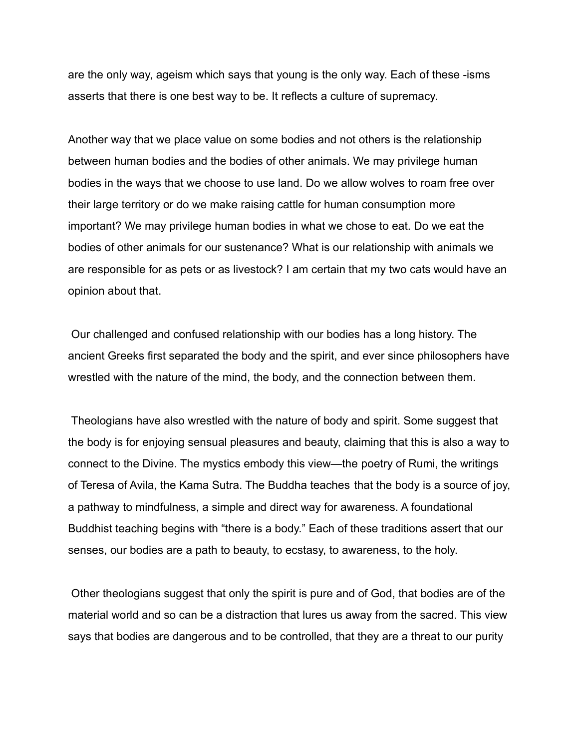are the only way, ageism which says that young is the only way. Each of these -isms asserts that there is one best way to be. It reflects a culture of supremacy.

Another way that we place value on some bodies and not others is the relationship between human bodies and the bodies of other animals. We may privilege human bodies in the ways that we choose to use land. Do we allow wolves to roam free over their large territory or do we make raising cattle for human consumption more important? We may privilege human bodies in what we chose to eat. Do we eat the bodies of other animals for our sustenance? What is our relationship with animals we are responsible for as pets or as livestock? I am certain that my two cats would have an opinion about that.

Our challenged and confused relationship with our bodies has a long history. The ancient Greeks first separated the body and the spirit, and ever since philosophers have wrestled with the nature of the mind, the body, and the connection between them.

Theologians have also wrestled with the nature of body and spirit. Some suggest that the body is for enjoying sensual pleasures and beauty, claiming that this is also a way to connect to the Divine. The mystics embody this view—the poetry of Rumi, the writings of Teresa of Avila, the Kama Sutra. The Buddha teaches that the body is a source of joy, a pathway to mindfulness, a simple and direct way for awareness. A foundational Buddhist teaching begins with "there is a body." Each of these traditions assert that our senses, our bodies are a path to beauty, to ecstasy, to awareness, to the holy.

Other theologians suggest that only the spirit is pure and of God, that bodies are of the material world and so can be a distraction that lures us away from the sacred. This view says that bodies are dangerous and to be controlled, that they are a threat to our purity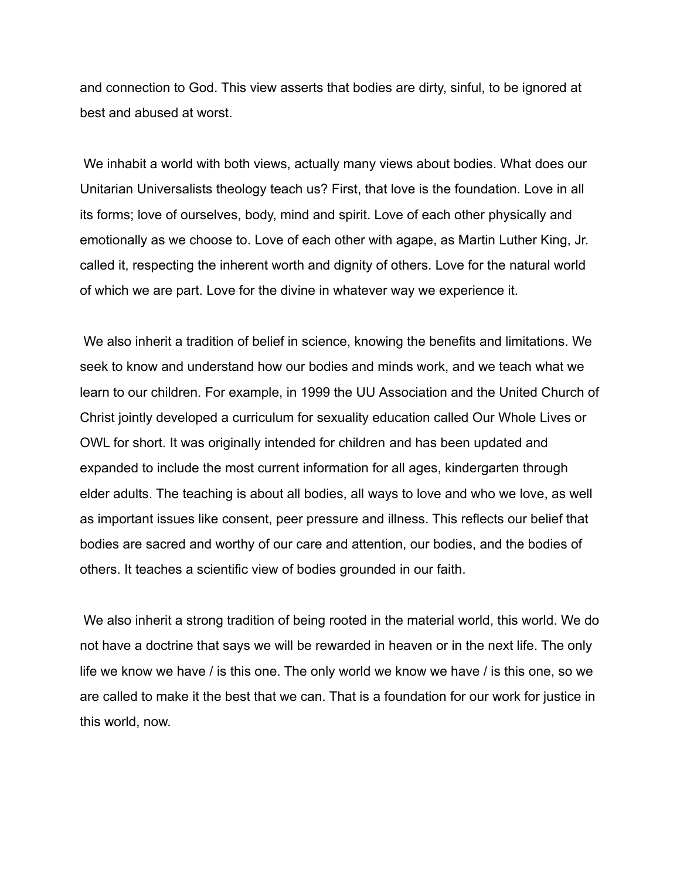and connection to God. This view asserts that bodies are dirty, sinful, to be ignored at best and abused at worst.

We inhabit a world with both views, actually many views about bodies. What does our Unitarian Universalists theology teach us? First, that love is the foundation. Love in all its forms; love of ourselves, body, mind and spirit. Love of each other physically and emotionally as we choose to. Love of each other with agape, as Martin Luther King, Jr. called it, respecting the inherent worth and dignity of others. Love for the natural world of which we are part. Love for the divine in whatever way we experience it.

We also inherit a tradition of belief in science, knowing the benefits and limitations. We seek to know and understand how our bodies and minds work, and we teach what we learn to our children. For example, in 1999 the UU Association and the United Church of Christ jointly developed a curriculum for sexuality education called Our Whole Lives or OWL for short. It was originally intended for children and has been updated and expanded to include the most current information for all ages, kindergarten through elder adults. The teaching is about all bodies, all ways to love and who we love, as well as important issues like consent, peer pressure and illness. This reflects our belief that bodies are sacred and worthy of our care and attention, our bodies, and the bodies of others. It teaches a scientific view of bodies grounded in our faith.

We also inherit a strong tradition of being rooted in the material world, this world. We do not have a doctrine that says we will be rewarded in heaven or in the next life. The only life we know we have / is this one. The only world we know we have / is this one, so we are called to make it the best that we can. That is a foundation for our work for justice in this world, now.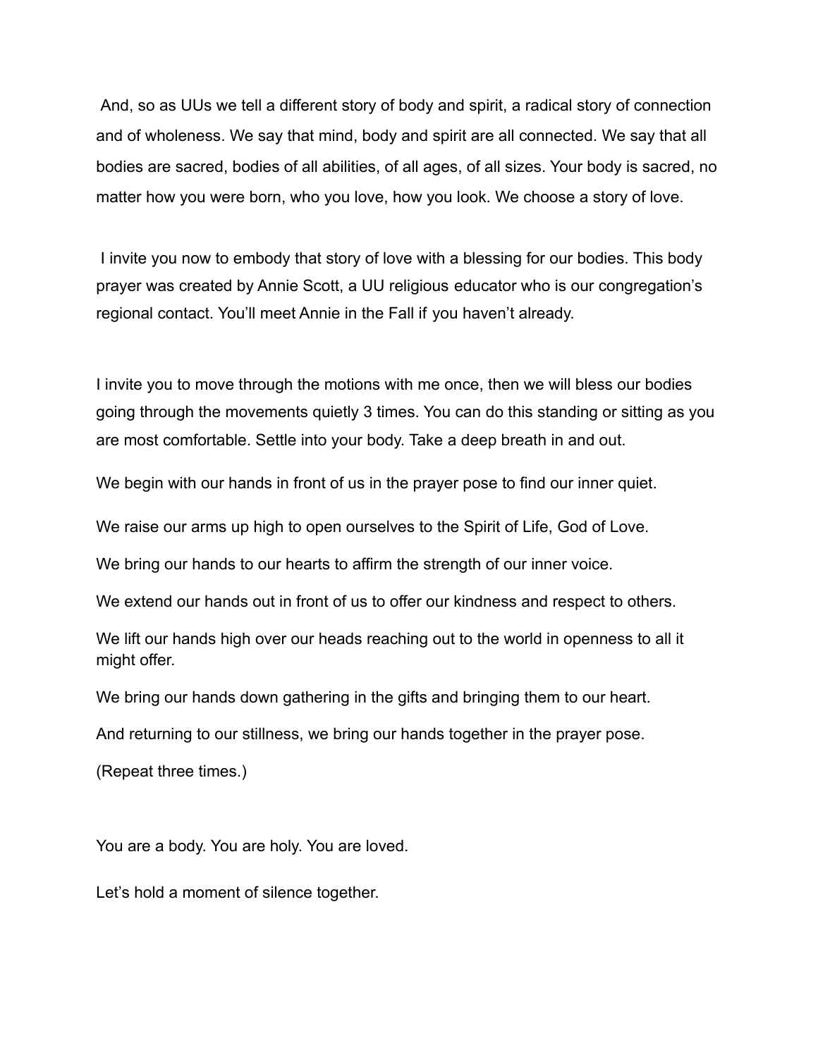And, so as UUs we tell a different story of body and spirit, a radical story of connection and of wholeness. We say that mind, body and spirit are all connected. We say that all bodies are sacred, bodies of all abilities, of all ages, of all sizes. Your body is sacred, no matter how you were born, who you love, how you look. We choose a story of love.

I invite you now to embody that story of love with a blessing for our bodies. This body prayer was created by Annie Scott, a UU religious educator who is our congregation's regional contact. You'll meet Annie in the Fall if you haven't already.

I invite you to move through the motions with me once, then we will bless our bodies going through the movements quietly 3 times. You can do this standing or sitting as you are most comfortable. Settle into your body. Take a deep breath in and out.

We begin with our hands in front of us in the prayer pose to find our inner quiet.

We raise our arms up high to open ourselves to the Spirit of Life, God of Love.

We bring our hands to our hearts to affirm the strength of our inner voice.

We extend our hands out in front of us to offer our kindness and respect to others.

We lift our hands high over our heads reaching out to the world in openness to all it might offer.

We bring our hands down gathering in the gifts and bringing them to our heart.

And returning to our stillness, we bring our hands together in the prayer pose.

(Repeat three times.)

You are a body. You are holy. You are loved.

Let's hold a moment of silence together.